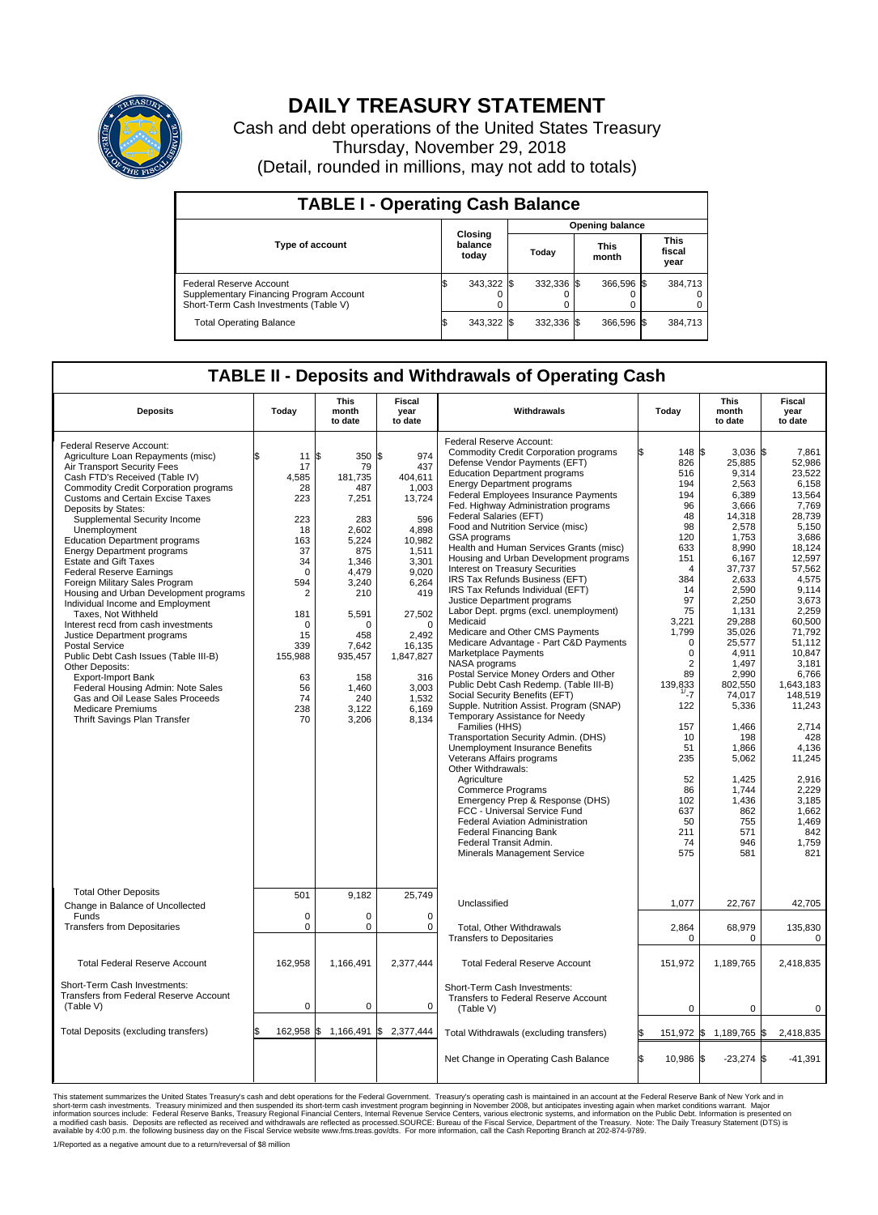# DAILY TREASURY STATEMENT

Cash and debt operations of the United States Treasury
Thursday, November 29, 2018
(Detail, rounded in millions, may not add to totals)

## TABLE I - Operating Cash Balance

| Type of account | Closing balance today | Opening balance Today | Opening balance This month | Opening balance This fiscal year |
|---|---|---|---|---|
| Federal Reserve Account | $ 343,322 | $ 332,336 | $ 366,596 | $ 384,713 |
| Supplementary Financing Program Account | 0 | 0 | 0 | 0 |
| Short-Term Cash Investments (Table V) | 0 | 0 | 0 | 0 |
| Total Operating Balance | $ 343,322 | $ 332,336 | $ 366,596 | $ 384,713 |

## TABLE II - Deposits and Withdrawals of Operating Cash

| Deposits | Today | This month to date | Fiscal year to date |
|---|---|---|---|
| Federal Reserve Account: | | | |
| Agriculture Loan Repayments (misc) | $ 11 | $ 350 | $ 974 |
| Air Transport Security Fees | 17 | 79 | 437 |
| Cash FTD's Received (Table IV) | 4,585 | 181,735 | 404,611 |
| Commodity Credit Corporation programs | 28 | 487 | 1,003 |
| Customs and Certain Excise Taxes | 223 | 7,251 | 13,724 |
| Deposits by States: | | | |
| Supplemental Security Income | 223 | 283 | 596 |
| Unemployment | 18 | 2,602 | 4,898 |
| Education Department programs | 163 | 5,224 | 10,982 |
| Energy Department programs | 37 | 875 | 1,511 |
| Estate and Gift Taxes | 34 | 1,346 | 3,301 |
| Federal Reserve Earnings | 0 | 4,479 | 9,020 |
| Foreign Military Sales Program | 594 | 3,240 | 6,264 |
| Housing and Urban Development programs | 2 | 210 | 419 |
| Individual Income and Employment Taxes, Not Withheld | 181 | 5,591 | 27,502 |
| Interest recd from cash investments | 0 | 0 | 0 |
| Justice Department programs | 15 | 458 | 2,492 |
| Postal Service | 339 | 7,642 | 16,135 |
| Public Debt Cash Issues (Table III-B) | 155,988 | 935,457 | 1,847,827 |
| Other Deposits: | | | |
| Export-Import Bank | 63 | 158 | 316 |
| Federal Housing Admin: Note Sales | 56 | 1,460 | 3,003 |
| Gas and Oil Lease Sales Proceeds | 74 | 240 | 1,532 |
| Medicare Premiums | 238 | 3,122 | 6,169 |
| Thrift Savings Plan Transfer | 70 | 3,206 | 8,134 |
| Total Other Deposits | 501 | 9,182 | 25,749 |
| Change in Balance of Uncollected Funds | 0 | 0 | 0 |
| Transfers from Depositaries | 0 | 0 | 0 |
| Total Federal Reserve Account | 162,958 | 1,166,491 | 2,377,444 |
| Short-Term Cash Investments: Transfers from Federal Reserve Account (Table V) | 0 | 0 | 0 |
| Total Deposits (excluding transfers) | $ 162,958 | $ 1,166,491 | $ 2,377,444 |

| Withdrawals | Today | This month to date | Fiscal year to date |
|---|---|---|---|
| Federal Reserve Account: | | | |
| Commodity Credit Corporation programs | $ 148 | $ 3,036 | $ 7,861 |
| Defense Vendor Payments (EFT) | 826 | 25,885 | 52,986 |
| Education Department programs | 516 | 9,314 | 23,522 |
| Energy Department programs | 194 | 2,563 | 6,158 |
| Federal Employees Insurance Payments | 194 | 6,389 | 13,564 |
| Fed. Highway Administration programs | 96 | 3,666 | 7,769 |
| Federal Salaries (EFT) | 48 | 14,318 | 28,739 |
| Food and Nutrition Service (misc) | 98 | 2,578 | 5,150 |
| GSA programs | 120 | 1,753 | 3,686 |
| Health and Human Services Grants (misc) | 633 | 8,990 | 18,124 |
| Housing and Urban Development programs | 151 | 6,167 | 12,597 |
| Interest on Treasury Securities | 4 | 37,737 | 57,562 |
| IRS Tax Refunds Business (EFT) | 384 | 2,633 | 4,575 |
| IRS Tax Refunds Individual (EFT) | 14 | 2,590 | 9,114 |
| Justice Department programs | 97 | 2,250 | 3,673 |
| Labor Dept. prgms (excl. unemployment) | 75 | 1,131 | 2,259 |
| Medicaid | 3,221 | 29,288 | 60,500 |
| Medicare and Other CMS Payments | 1,799 | 35,026 | 71,792 |
| Medicare Advantage - Part C&D Payments | 0 | 25,577 | 51,112 |
| Marketplace Payments | 0 | 4,911 | 10,847 |
| NASA programs | 2 | 1,497 | 3,181 |
| Postal Service Money Orders and Other | 89 | 2,990 | 6,766 |
| Public Debt Cash Redemp. (Table III-B) | 139,833 | 802,550 | 1,643,183 |
| Social Security Benefits (EFT) | [1] -7 | 74,017 | 148,519 |
| Supple. Nutrition Assist. Program (SNAP) | 122 | 5,336 | 11,243 |
| Temporary Assistance for Needy Families (HHS) | 157 | 1,466 | 2,714 |
| Transportation Security Admin. (DHS) | 10 | 198 | 428 |
| Unemployment Insurance Benefits | 51 | 1,866 | 4,136 |
| Veterans Affairs programs | 235 | 5,062 | 11,245 |
| Other Withdrawals: | | | |
| Agriculture | 52 | 1,425 | 2,916 |
| Commerce Programs | 86 | 1,744 | 2,229 |
| Emergency Prep & Response (DHS) | 102 | 1,436 | 3,185 |
| FCC - Universal Service Fund | 637 | 862 | 1,662 |
| Federal Aviation Administration | 50 | 755 | 1,469 |
| Federal Financing Bank | 211 | 571 | 842 |
| Federal Transit Admin. | 74 | 946 | 1,759 |
| Minerals Management Service | 575 | 581 | 821 |
| Unclassified | 1,077 | 22,767 | 42,705 |
| Total, Other Withdrawals | 2,864 | 68,979 | 135,830 |
| Transfers to Depositaries | 0 | 0 | 0 |
| Total Federal Reserve Account | 151,972 | 1,189,765 | 2,418,835 |
| Short-Term Cash Investments: Transfers to Federal Reserve Account (Table V) | 0 | 0 | 0 |
| Total Withdrawals (excluding transfers) | $ 151,972 | $ 1,189,765 | $ 2,418,835 |
| Net Change in Operating Cash Balance | $ 10,986 | $ -23,274 | $ -41,391 |

This statement summarizes the United States Treasury's cash and debt operations for the Federal Government. Treasury's operating cash is maintained in an account at the Federal Reserve Bank of New York and in short-term cash investments. Treasury minimized and then suspended its short-term cash investment program beginning in November 2008, but anticipates investing again when market conditions warrant. Major information sources include: Federal Reserve Banks, Treasury Regional Financial Centers, Internal Revenue Service Centers, various electronic systems, and information on the Public Debt. Information is presented on a modified cash basis. Deposits are reflected as received and withdrawals are reflected as processed.SOURCE: Bureau of the Fiscal Service, Department of the Treasury. Note: The Daily Treasury Statement (DTS) is available by 4:00 p.m. the following business day on the Fiscal Service website www.fms.treas.gov/dts. For more information, call the Cash Reporting Branch at 202-874-9789.

1/Reported as a negative amount due to a return/reversal of $8 million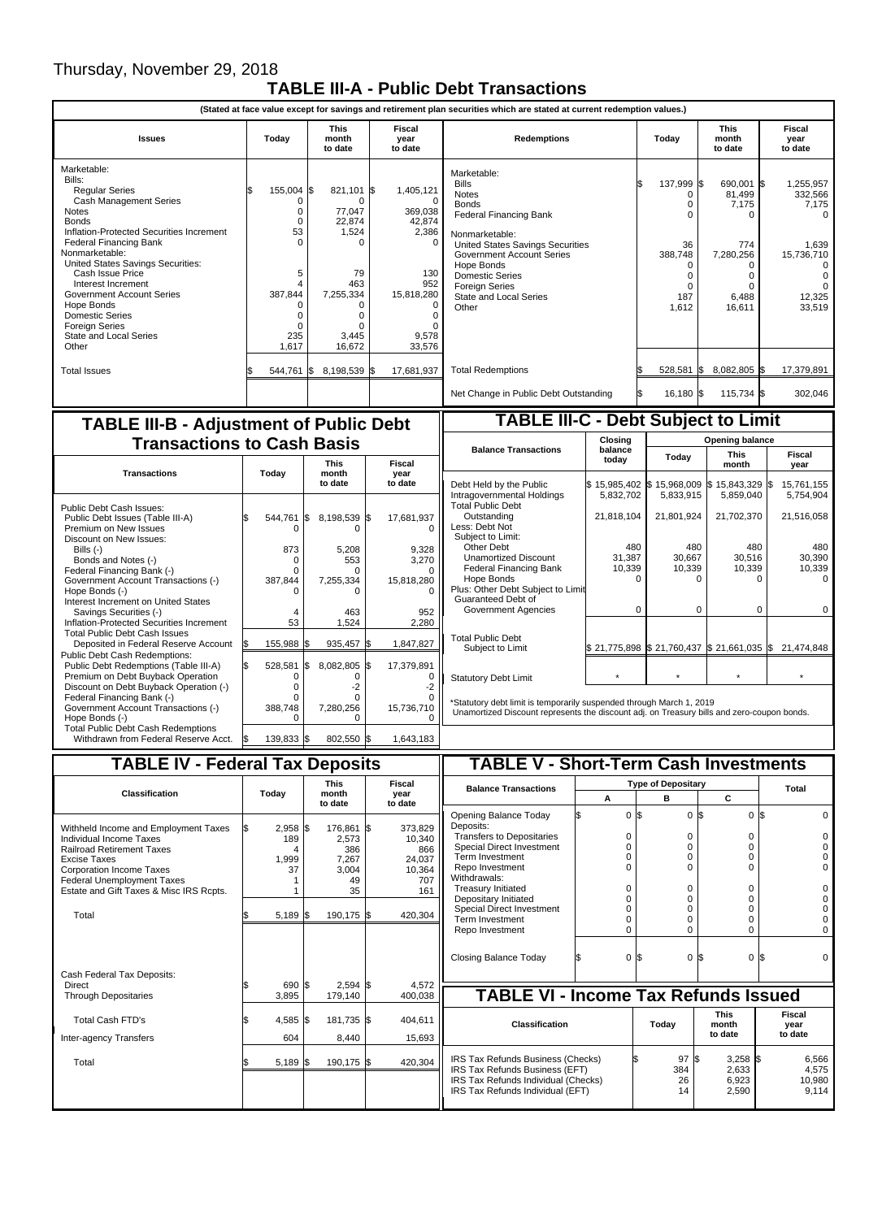Thursday, November 29, 2018

# TABLE III-A - Public Debt Transactions

(Stated at face value except for savings and retirement plan securities which are stated at current redemption values.)

| Issues | Today | This month to date | Fiscal year to date |
|---|---|---|---|
| Marketable: | | | |
| Bills: | | | |
| Regular Series | $ 155,004 | $ 821,101 | $ 1,405,121 |
| Cash Management Series | 0 | 0 | 0 |
| Notes | 0 | 77,047 | 369,038 |
| Bonds | 0 | 22,874 | 42,874 |
| Inflation-Protected Securities Increment | 53 | 1,524 | 2,386 |
| Federal Financing Bank | 0 | 0 | 0 |
| Nonmarketable: | | | |
| United States Savings Securities: | | | |
| Cash Issue Price | 5 | 79 | 130 |
| Interest Increment | 4 | 463 | 952 |
| Government Account Series | 387,844 | 7,255,334 | 15,818,280 |
| Hope Bonds | 0 | 0 | 0 |
| Domestic Series | 0 | 0 | 0 |
| Foreign Series | 0 | 0 | 0 |
| State and Local Series | 235 | 3,445 | 9,578 |
| Other | 1,617 | 16,672 | 33,576 |
| Total Issues | $ 544,761 | $ 8,198,539 | $ 17,681,937 |

| Redemptions | Today | This month to date | Fiscal year to date |
|---|---|---|---|
| Marketable: | | | |
| Bills | $ 137,999 | $ 690,001 | $ 1,255,957 |
| Notes | 0 | 81,499 | 332,566 |
| Bonds | 0 | 7,175 | 7,175 |
| Federal Financing Bank | 0 | 0 | 0 |
| Nonmarketable: | | | |
| United States Savings Securities | 36 | 774 | 1,639 |
| Government Account Series | 388,748 | 7,280,256 | 15,736,710 |
| Hope Bonds | 0 | 0 | 0 |
| Domestic Series | 0 | 0 | 0 |
| Foreign Series | 0 | 0 | 0 |
| State and Local Series | 187 | 6,488 | 12,325 |
| Other | 1,612 | 16,611 | 33,519 |
| Total Redemptions | $ 528,581 | $ 8,082,805 | $ 17,379,891 |
| Net Change in Public Debt Outstanding | $ 16,180 | $ 115,734 | $ 302,046 |

# TABLE III-B - Adjustment of Public Debt Transactions to Cash Basis

| Transactions | Today | This month to date | Fiscal year to date |
|---|---|---|---|
| Public Debt Cash Issues: | | | |
| Public Debt Issues (Table III-A) | $ 544,761 | $ 8,198,539 | $ 17,681,937 |
| Premium on New Issues | 0 | 0 | 0 |
| Discount on New Issues: | | | |
| Bills (-) | 873 | 5,208 | 9,328 |
| Bonds and Notes (-) | 0 | 553 | 3,270 |
| Federal Financing Bank (-) | 0 | 0 | 0 |
| Government Account Transactions (-) | 387,844 | 7,255,334 | 15,818,280 |
| Hope Bonds (-) | 0 | 0 | 0 |
| Interest Increment on United States Savings Securities (-) | 4 | 463 | 952 |
| Inflation-Protected Securities Increment | 53 | 1,524 | 2,280 |
| Total Public Debt Cash Issues Deposited in Federal Reserve Account | $ 155,988 | $ 935,457 | $ 1,847,827 |
| Public Debt Cash Redemptions: | | | |
| Public Debt Redemptions (Table III-A) | $ 528,581 | $ 8,082,805 | $ 17,379,891 |
| Premium on Debt Buyback Operation | 0 | 0 | 0 |
| Discount on Debt Buyback Operation (-) | 0 | -2 | -2 |
| Federal Financing Bank (-) | 0 | 0 | 0 |
| Government Account Transactions (-) | 388,748 | 7,280,256 | 15,736,710 |
| Hope Bonds (-) | 0 | 0 | 0 |
| Total Public Debt Cash Redemptions Withdrawn from Federal Reserve Acct. | $ 139,833 | $ 802,550 | $ 1,643,183 |

# TABLE III-C - Debt Subject to Limit

| Balance Transactions | Closing balance today | Opening balance Today | Opening balance This month | Opening balance Fiscal year |
|---|---|---|---|---|
| Debt Held by the Public | $ 15,985,402 | $ 15,968,009 | $ 15,843,329 | $ 15,761,155 |
| Intragovernmental Holdings | 5,832,702 | 5,833,915 | 5,859,040 | 5,754,904 |
| Total Public Debt Outstanding | 21,818,104 | 21,801,924 | 21,702,370 | 21,516,058 |
| Less: Debt Not Subject to Limit: | | | | |
| Other Debt | 480 | 480 | 480 | 480 |
| Unamortized Discount | 31,387 | 30,667 | 30,516 | 30,390 |
| Federal Financing Bank | 10,339 | 10,339 | 10,339 | 10,339 |
| Hope Bonds | 0 | 0 | 0 | 0 |
| Plus: Other Debt Subject to Limit | | | | |
| Guaranteed Debt of Government Agencies | 0 | 0 | 0 | 0 |
| Total Public Debt Subject to Limit | $ 21,775,898 | $ 21,760,437 | $ 21,661,035 | $ 21,474,848 |
| Statutory Debt Limit | * | * | * | * |

*Statutory debt limit is temporarily suspended through March 1, 2019

Unamortized Discount represents the discount adj. on Treasury bills and zero-coupon bonds.

# TABLE IV - Federal Tax Deposits

| Classification | Today | This month to date | Fiscal year to date |
|---|---|---|---|
| Withheld Income and Employment Taxes | $ 2,958 | $ 176,861 | $ 373,829 |
| Individual Income Taxes | 189 | 2,573 | 10,340 |
| Railroad Retirement Taxes | 4 | 386 | 866 |
| Excise Taxes | 1,999 | 7,267 | 24,037 |
| Corporation Income Taxes | 37 | 3,004 | 10,364 |
| Federal Unemployment Taxes | 1 | 49 | 707 |
| Estate and Gift Taxes & Misc IRS Rcpts. | 1 | 35 | 161 |
| Total | $ 5,189 | $ 190,175 | $ 420,304 |
| Cash Federal Tax Deposits: | | | |
| Direct | $ 690 | $ 2,594 | $ 4,572 |
| Through Depositaries | 3,895 | 179,140 | 400,038 |
| Total Cash FTD's | $ 4,585 | $ 181,735 | $ 404,611 |
| Inter-agency Transfers | 604 | 8,440 | 15,693 |
| Total | $ 5,189 | $ 190,175 | $ 420,304 |

# TABLE V - Short-Term Cash Investments

| Balance Transactions | Type of Depositary A | Type of Depositary B | Type of Depositary C | Total |
|---|---|---|---|---|
| Opening Balance Today | $ 0 | $ 0 | $ 0 | $ 0 |
| Deposits: | | | | |
| Transfers to Depositaries | 0 | 0 | 0 | 0 |
| Special Direct Investment | 0 | 0 | 0 | 0 |
| Term Investment | 0 | 0 | 0 | 0 |
| Repo Investment | 0 | 0 | 0 | 0 |
| Withdrawals: | | | | |
| Treasury Initiated | 0 | 0 | 0 | 0 |
| Depositary Initiated | 0 | 0 | 0 | 0 |
| Special Direct Investment | 0 | 0 | 0 | 0 |
| Term Investment | 0 | 0 | 0 | 0 |
| Repo Investment | 0 | 0 | 0 | 0 |
| Closing Balance Today | $ 0 | $ 0 | $ 0 | $ 0 |

# TABLE VI - Income Tax Refunds Issued

| Classification | Today | This month to date | Fiscal year to date |
|---|---|---|---|
| IRS Tax Refunds Business (Checks) | $ 97 | $ 3,258 | $ 6,566 |
| IRS Tax Refunds Business (EFT) | 384 | 2,633 | 4,575 |
| IRS Tax Refunds Individual (Checks) | 26 | 6,923 | 10,980 |
| IRS Tax Refunds Individual (EFT) | 14 | 2,590 | 9,114 |